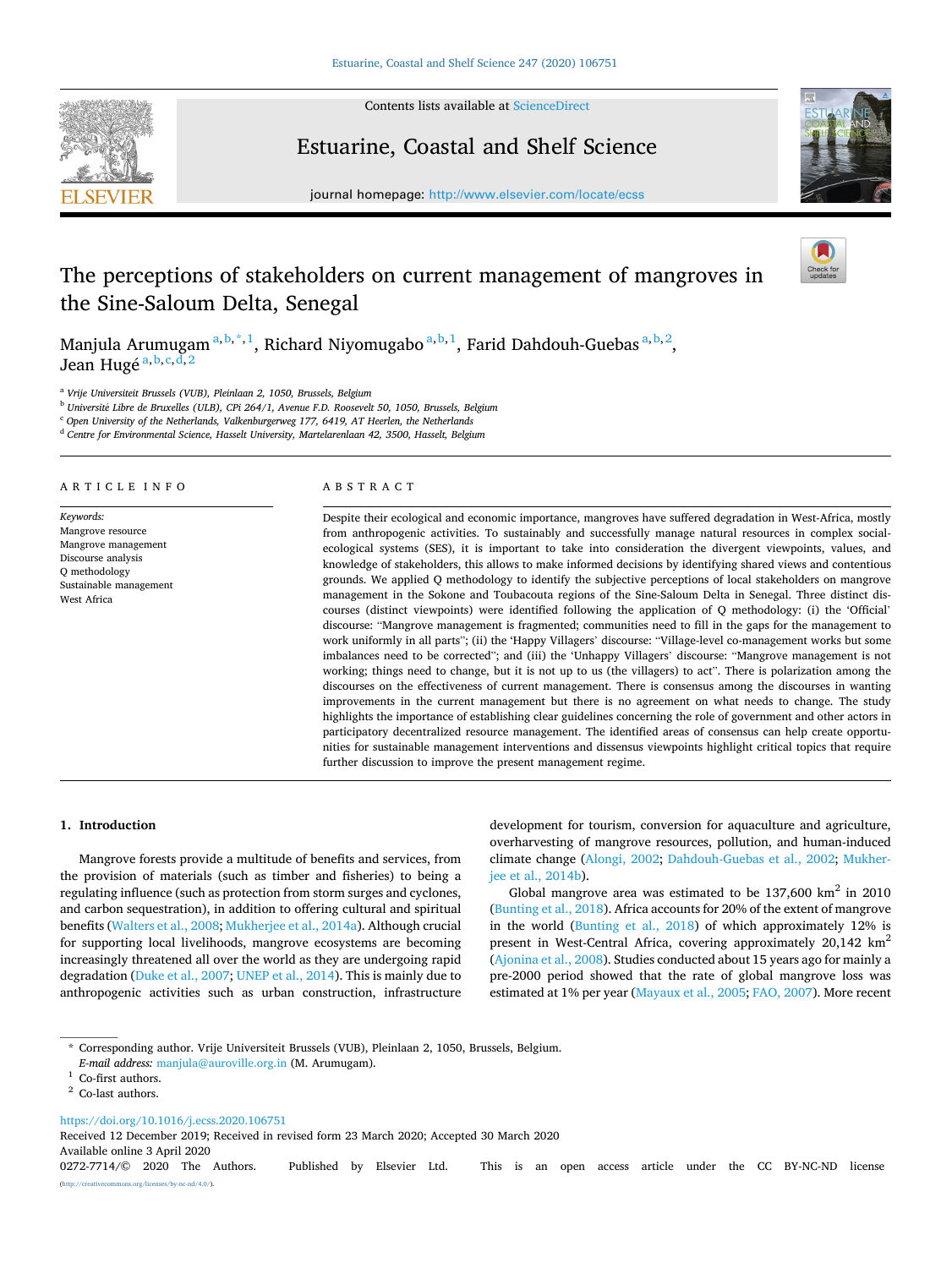# The perceptions of stakeholders on current management of mangroves in the Sine-Saloum Delta, Senegal

Manjula Arumugam [a,b,*,1], Richard Niyomugabo [a,b,1], Farid Dahdouh-Guebas [a,b,2], Jean Hugé [a,b,c,d,2]

[a] Vrije Universiteit Brussels (VUB), Pleinlaan 2, 1050, Brussels, Belgium
[b] Université Libre de Bruxelles (ULB), CPi 264/1, Avenue F.D. Roosevelt 50, 1050, Brussels, Belgium
[c] Open University of the Netherlands, Valkenburgerweg 177, 6419, AT Heerlen, the Netherlands
[d] Centre for Environmental Science, Hasselt University, Martelarenlaan 42, 3500, Hasselt, Belgium

## ARTICLE INFO

*Keywords:*
Mangrove resource
Mangrove management
Discourse analysis
Q methodology
Sustainable management
West Africa

## ABSTRACT

Despite their ecological and economic importance, mangroves have suffered degradation in West-Africa, mostly from anthropogenic activities. To sustainably and successfully manage natural resources in complex social-ecological systems (SES), it is important to take into consideration the divergent viewpoints, values, and knowledge of stakeholders, this allows to make informed decisions by identifying shared views and contentious grounds. We applied Q methodology to identify the subjective perceptions of local stakeholders on mangrove management in the Sokone and Toubacouta regions of the Sine-Saloum Delta in Senegal. Three distinct discourses (distinct viewpoints) were identified following the application of Q methodology: (i) the 'Official' discourse: "Mangrove management is fragmented; communities need to fill in the gaps for the management to work uniformly in all parts"; (ii) the 'Happy Villagers' discourse: "Village-level co-management works but some imbalances need to be corrected"; and (iii) the 'Unhappy Villagers' discourse: "Mangrove management is not working; things need to change, but it is not up to us (the villagers) to act". There is polarization among the discourses on the effectiveness of current management. There is consensus among the discourses in wanting improvements in the current management but there is no agreement on what needs to change. The study highlights the importance of establishing clear guidelines concerning the role of government and other actors in participatory decentralized resource management. The identified areas of consensus can help create opportunities for sustainable management interventions and dissensus viewpoints highlight critical topics that require further discussion to improve the present management regime.

## 1. Introduction

Mangrove forests provide a multitude of benefits and services, from the provision of materials (such as timber and fisheries) to being a regulating influence (such as protection from storm surges and cyclones, and carbon sequestration), in addition to offering cultural and spiritual benefits (Walters et al., 2008; Mukherjee et al., 2014a). Although crucial for supporting local livelihoods, mangrove ecosystems are becoming increasingly threatened all over the world as they are undergoing rapid degradation (Duke et al., 2007; UNEP et al., 2014). This is mainly due to anthropogenic activities such as urban construction, infrastructure development for tourism, conversion for aquaculture and agriculture, overharvesting of mangrove resources, pollution, and human-induced climate change (Alongi, 2002; Dahdouh-Guebas et al., 2002; Mukherjee et al., 2014b).

Global mangrove area was estimated to be 137,600 km$^2$ in 2010 (Bunting et al., 2018). Africa accounts for 20% of the extent of mangrove in the world (Bunting et al., 2018) of which approximately 12% is present in West-Central Africa, covering approximately 20,142 km$^2$ (Ajonina et al., 2008). Studies conducted about 15 years ago for mainly a pre-2000 period showed that the rate of global mangrove loss was estimated at 1% per year (Mayaux et al., 2005; FAO, 2007). More recent

\* Corresponding author. Vrije Universiteit Brussels (VUB), Pleinlaan 2, 1050, Brussels, Belgium.
*E-mail address:* manjula@auroville.org.in (M. Arumugam).
[1] Co-first authors.
[2] Co-last authors.

https://doi.org/10.1016/j.ecss.2020.106751
Received 12 December 2019; Received in revised form 23 March 2020; Accepted 30 March 2020
Available online 3 April 2020
0272-7714/© 2020 The Authors. Published by Elsevier Ltd. This is an open access article under the CC BY-NC-ND license (http://creativecommons.org/licenses/by-nc-nd/4.0/).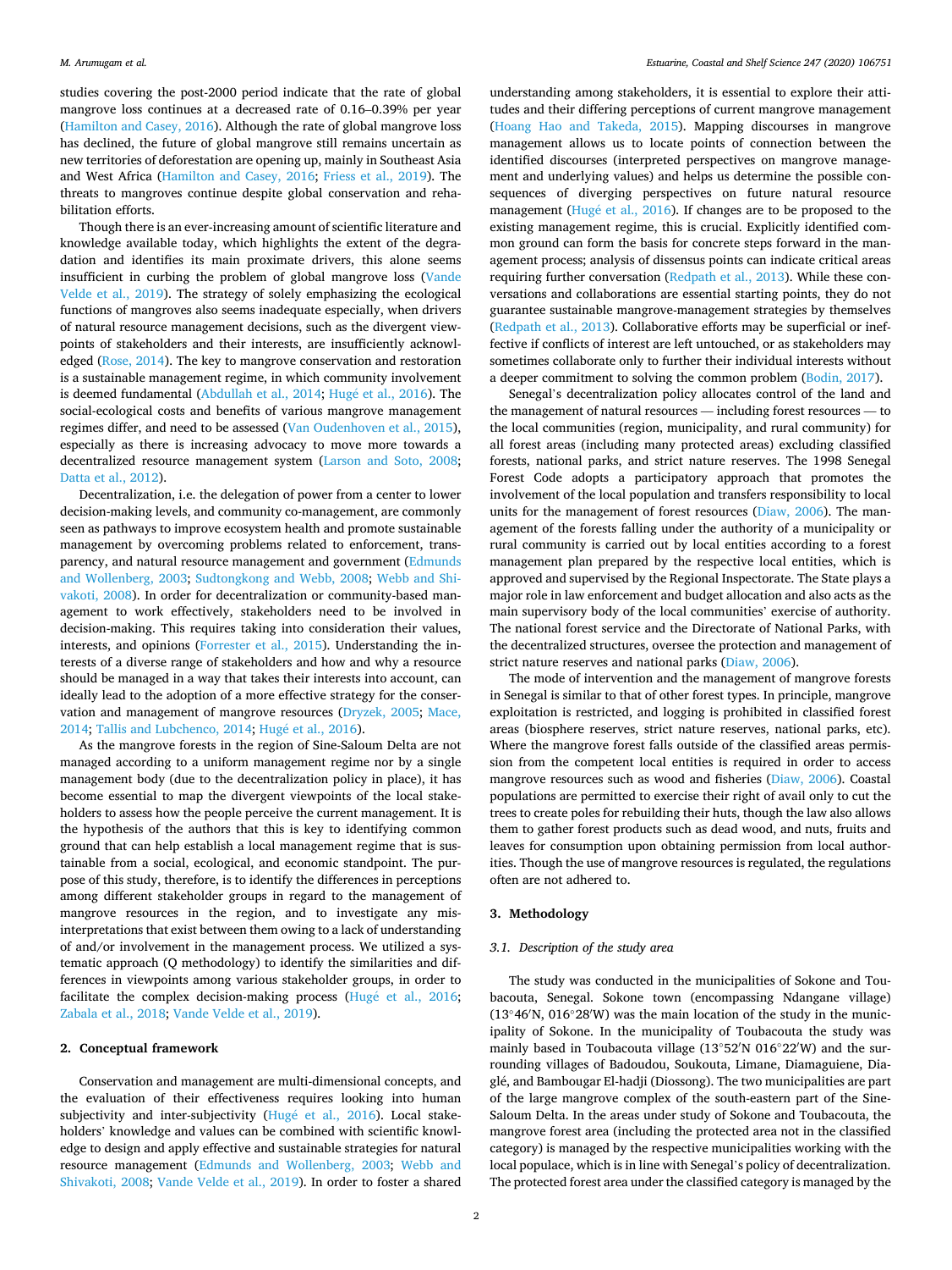studies covering the post-2000 period indicate that the rate of global mangrove loss continues at a decreased rate of 0.16–0.39% per year (Hamilton and Casey, 2016). Although the rate of global mangrove loss has declined, the future of global mangrove still remains uncertain as new territories of deforestation are opening up, mainly in Southeast Asia and West Africa (Hamilton and Casey, 2016; Friess et al., 2019). The threats to mangroves continue despite global conservation and rehabilitation efforts.

Though there is an ever-increasing amount of scientific literature and knowledge available today, which highlights the extent of the degradation and identifies its main proximate drivers, this alone seems insufficient in curbing the problem of global mangrove loss (Vande Velde et al., 2019). The strategy of solely emphasizing the ecological functions of mangroves also seems inadequate especially, when drivers of natural resource management decisions, such as the divergent viewpoints of stakeholders and their interests, are insufficiently acknowledged (Rose, 2014). The key to mangrove conservation and restoration is a sustainable management regime, in which community involvement is deemed fundamental (Abdullah et al., 2014; Hugé et al., 2016). The social-ecological costs and benefits of various mangrove management regimes differ, and need to be assessed (Van Oudenhoven et al., 2015), especially as there is increasing advocacy to move more towards a decentralized resource management system (Larson and Soto, 2008; Datta et al., 2012).

Decentralization, i.e. the delegation of power from a center to lower decision-making levels, and community co-management, are commonly seen as pathways to improve ecosystem health and promote sustainable management by overcoming problems related to enforcement, transparency, and natural resource management and government (Edmunds and Wollenberg, 2003; Sudtongkong and Webb, 2008; Webb and Shivakoti, 2008). In order for decentralization or community-based management to work effectively, stakeholders need to be involved in decision-making. This requires taking into consideration their values, interests, and opinions (Forrester et al., 2015). Understanding the interests of a diverse range of stakeholders and how and why a resource should be managed in a way that takes their interests into account, can ideally lead to the adoption of a more effective strategy for the conservation and management of mangrove resources (Dryzek, 2005; Mace, 2014; Tallis and Lubchenco, 2014; Hugé et al., 2016).

As the mangrove forests in the region of Sine-Saloum Delta are not managed according to a uniform management regime nor by a single management body (due to the decentralization policy in place), it has become essential to map the divergent viewpoints of the local stakeholders to assess how the people perceive the current management. It is the hypothesis of the authors that this is key to identifying common ground that can help establish a local management regime that is sustainable from a social, ecological, and economic standpoint. The purpose of this study, therefore, is to identify the differences in perceptions among different stakeholder groups in regard to the management of mangrove resources in the region, and to investigate any misinterpretations that exist between them owing to a lack of understanding of and/or involvement in the management process. We utilized a systematic approach (Q methodology) to identify the similarities and differences in viewpoints among various stakeholder groups, in order to facilitate the complex decision-making process (Hugé et al., 2016; Zabala et al., 2018; Vande Velde et al., 2019).

## 2. Conceptual framework

Conservation and management are multi-dimensional concepts, and the evaluation of their effectiveness requires looking into human subjectivity and inter-subjectivity (Hugé et al., 2016). Local stakeholders' knowledge and values can be combined with scientific knowledge to design and apply effective and sustainable strategies for natural resource management (Edmunds and Wollenberg, 2003; Webb and Shivakoti, 2008; Vande Velde et al., 2019). In order to foster a shared understanding among stakeholders, it is essential to explore their attitudes and their differing perceptions of current mangrove management (Hoang Hao and Takeda, 2015). Mapping discourses in mangrove management allows us to locate points of connection between the identified discourses (interpreted perspectives on mangrove management and underlying values) and helps us determine the possible consequences of diverging perspectives on future natural resource management (Hugé et al., 2016). If changes are to be proposed to the existing management regime, this is crucial. Explicitly identified common ground can form the basis for concrete steps forward in the management process; analysis of dissensus points can indicate critical areas requiring further conversation (Redpath et al., 2013). While these conversations and collaborations are essential starting points, they do not guarantee sustainable mangrove-management strategies by themselves (Redpath et al., 2013). Collaborative efforts may be superficial or ineffective if conflicts of interest are left untouched, or as stakeholders may sometimes collaborate only to further their individual interests without a deeper commitment to solving the common problem (Bodin, 2017).

Senegal's decentralization policy allocates control of the land and the management of natural resources — including forest resources — to the local communities (region, municipality, and rural community) for all forest areas (including many protected areas) excluding classified forests, national parks, and strict nature reserves. The 1998 Senegal Forest Code adopts a participatory approach that promotes the involvement of the local population and transfers responsibility to local units for the management of forest resources (Diaw, 2006). The management of the forests falling under the authority of a municipality or rural community is carried out by local entities according to a forest management plan prepared by the respective local entities, which is approved and supervised by the Regional Inspectorate. The State plays a major role in law enforcement and budget allocation and also acts as the main supervisory body of the local communities' exercise of authority. The national forest service and the Directorate of National Parks, with the decentralized structures, oversee the protection and management of strict nature reserves and national parks (Diaw, 2006).

The mode of intervention and the management of mangrove forests in Senegal is similar to that of other forest types. In principle, mangrove exploitation is restricted, and logging is prohibited in classified forest areas (biosphere reserves, strict nature reserves, national parks, etc). Where the mangrove forest falls outside of the classified areas permission from the competent local entities is required in order to access mangrove resources such as wood and fisheries (Diaw, 2006). Coastal populations are permitted to exercise their right of avail only to cut the trees to create poles for rebuilding their huts, though the law also allows them to gather forest products such as dead wood, and nuts, fruits and leaves for consumption upon obtaining permission from local authorities. Though the use of mangrove resources is regulated, the regulations often are not adhered to.

## 3. Methodology

### 3.1. Description of the study area

The study was conducted in the municipalities of Sokone and Toubacouta, Senegal. Sokone town (encompassing Ndangane village) (13°46′N, 016°28′W) was the main location of the study in the municipality of Sokone. In the municipality of Toubacouta the study was mainly based in Toubacouta village (13°52′N 016°22′W) and the surrounding villages of Badoudou, Soukouta, Limane, Diamaguiene, Diaglé, and Bambougar El-hadji (Diossong). The two municipalities are part of the large mangrove complex of the south-eastern part of the Sine-Saloum Delta. In the areas under study of Sokone and Toubacouta, the mangrove forest area (including the protected area not in the classified category) is managed by the respective municipalities working with the local populace, which is in line with Senegal's policy of decentralization. The protected forest area under the classified category is managed by the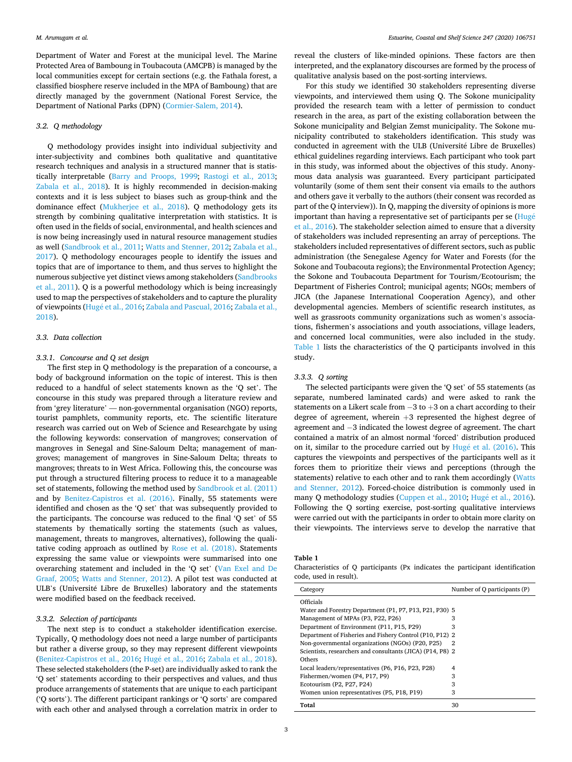Department of Water and Forest at the municipal level. The Marine Protected Area of Bamboung in Toubacouta (AMCPB) is managed by the local communities except for certain sections (e.g. the Fathala forest, a classified biosphere reserve included in the MPA of Bamboung) that are directly managed by the government (National Forest Service, the Department of National Parks (DPN) (Cormier-Salem, 2014).

### 3.2. Q methodology

Q methodology provides insight into individual subjectivity and inter-subjectivity and combines both qualitative and quantitative research techniques and analysis in a structured manner that is statistically interpretable (Barry and Proops, 1999; Rastogi et al., 2013; Zabala et al., 2018). It is highly recommended in decision-making contexts and it is less subject to biases such as group-think and the dominance effect (Mukherjee et al., 2018). Q methodology gets its strength by combining qualitative interpretation with statistics. It is often used in the fields of social, environmental, and health sciences and is now being increasingly used in natural resource management studies as well (Sandbrook et al., 2011; Watts and Stenner, 2012; Zabala et al., 2017). Q methodology encourages people to identify the issues and topics that are of importance to them, and thus serves to highlight the numerous subjective yet distinct views among stakeholders (Sandbrooks et al., 2011). Q is a powerful methodology which is being increasingly used to map the perspectives of stakeholders and to capture the plurality of viewpoints (Hugé et al., 2016; Zabala and Pascual, 2016; Zabala et al., 2018).

### 3.3. Data collection

#### 3.3.1. Concourse and Q set design

The first step in Q methodology is the preparation of a concourse, a body of background information on the topic of interest. This is then reduced to a handful of select statements known as the 'Q set'. The concourse in this study was prepared through a literature review and from 'grey literature' — non-governmental organisation (NGO) reports, tourist pamphlets, community reports, etc. The scientific literature research was carried out on Web of Science and Researchgate by using the following keywords: conservation of mangroves; conservation of mangroves in Senegal and Sine-Saloum Delta; management of mangroves; management of mangroves in Sine-Saloum Delta; threats to mangroves; threats to in West Africa. Following this, the concourse was put through a structured filtering process to reduce it to a manageable set of statements, following the method used by Sandbrook et al. (2011) and by Benitez-Capistros et al. (2016). Finally, 55 statements were identified and chosen as the 'Q set' that was subsequently provided to the participants. The concourse was reduced to the final 'Q set' of 55 statements by thematically sorting the statements (such as values, management, threats to mangroves, alternatives), following the qualitative coding approach as outlined by Rose et al. (2018). Statements expressing the same value or viewpoints were summarised into one overarching statement and included in the 'Q set' (Van Exel and De Graaf, 2005; Watts and Stenner, 2012). A pilot test was conducted at ULB's (Université Libre de Bruxelles) laboratory and the statements were modified based on the feedback received.

#### 3.3.2. Selection of participants

The next step is to conduct a stakeholder identification exercise. Typically, Q methodology does not need a large number of participants but rather a diverse group, so they may represent different viewpoints (Benitez-Capistros et al., 2016; Hugé et al., 2016; Zabala et al., 2018). These selected stakeholders (the P-set) are individually asked to rank the 'Q set' statements according to their perspectives and values, and thus produce arrangements of statements that are unique to each participant ('Q sorts'). The different participant rankings or 'Q sorts' are compared with each other and analysed through a correlation matrix in order to reveal the clusters of like-minded opinions. These factors are then interpreted, and the explanatory discourses are formed by the process of qualitative analysis based on the post-sorting interviews.

For this study we identified 30 stakeholders representing diverse viewpoints, and interviewed them using Q. The Sokone municipality provided the research team with a letter of permission to conduct research in the area, as part of the existing collaboration between the Sokone municipality and Belgian Zemst municipality. The Sokone municipality contributed to stakeholders identification. This study was conducted in agreement with the ULB (Université Libre de Bruxelles) ethical guidelines regarding interviews. Each participant who took part in this study, was informed about the objectives of this study. Anonymous data analysis was guaranteed. Every participant participated voluntarily (some of them sent their consent via emails to the authors and others gave it verbally to the authors (their consent was recorded as part of the Q interview)). In Q, mapping the diversity of opinions is more important than having a representative set of participants per se (Hugé et al., 2016). The stakeholder selection aimed to ensure that a diversity of stakeholders was included representing an array of perceptions. The stakeholders included representatives of different sectors, such as public administration (the Senegalese Agency for Water and Forests (for the Sokone and Toubacouta regions); the Environmental Protection Agency; the Sokone and Toubacouta Department for Tourism/Ecotourism; the Department of Fisheries Control; municipal agents; NGOs; members of JICA (the Japanese International Cooperation Agency), and other developmental agencies. Members of scientific research institutes, as well as grassroots community organizations such as women's associations, fishermen's associations and youth associations, village leaders, and concerned local communities, were also included in the study. Table 1 lists the characteristics of the Q participants involved in this study.

#### 3.3.3. Q sorting

The selected participants were given the 'Q set' of 55 statements (as separate, numbered laminated cards) and were asked to rank the statements on a Likert scale from −3 to +3 on a chart according to their degree of agreement, wherein +3 represented the highest degree of agreement and −3 indicated the lowest degree of agreement. The chart contained a matrix of an almost normal 'forced' distribution produced on it, similar to the procedure carried out by Hugé et al. (2016). This captures the viewpoints and perspectives of the participants well as it forces them to prioritize their views and perceptions (through the statements) relative to each other and to rank them accordingly (Watts and Stenner, 2012). Forced-choice distribution is commonly used in many Q methodology studies (Cuppen et al., 2010; Hugé et al., 2016). Following the Q sorting exercise, post-sorting qualitative interviews were carried out with the participants in order to obtain more clarity on their viewpoints. The interviews serve to develop the narrative that

**Table 1**
Characteristics of Q participants (Px indicates the participant identification code, used in result).

| Category | Number of Q participants (P) |
|---|---|
| Officials | |
| Water and Forestry Department (P1, P7, P13, P21, P30) | 5 |
| Management of MPAs (P3, P22, P26) | 3 |
| Department of Environment (P11, P15, P29) | 3 |
| Department of Fisheries and Fishery Control (P10, P12) | 2 |
| Non-governmental organizations (NGOs) (P20, P25) | 2 |
| Scientists, researchers and consultants (JICA) (P14, P8) | 2 |
| Others | |
| Local leaders/representatives (P6, P16, P23, P28) | 4 |
| Fishermen/women (P4, P17, P9) | 3 |
| Ecotourism (P2, P27, P24) | 3 |
| Women union representatives (P5, P18, P19) | 3 |
| **Total** | 30 |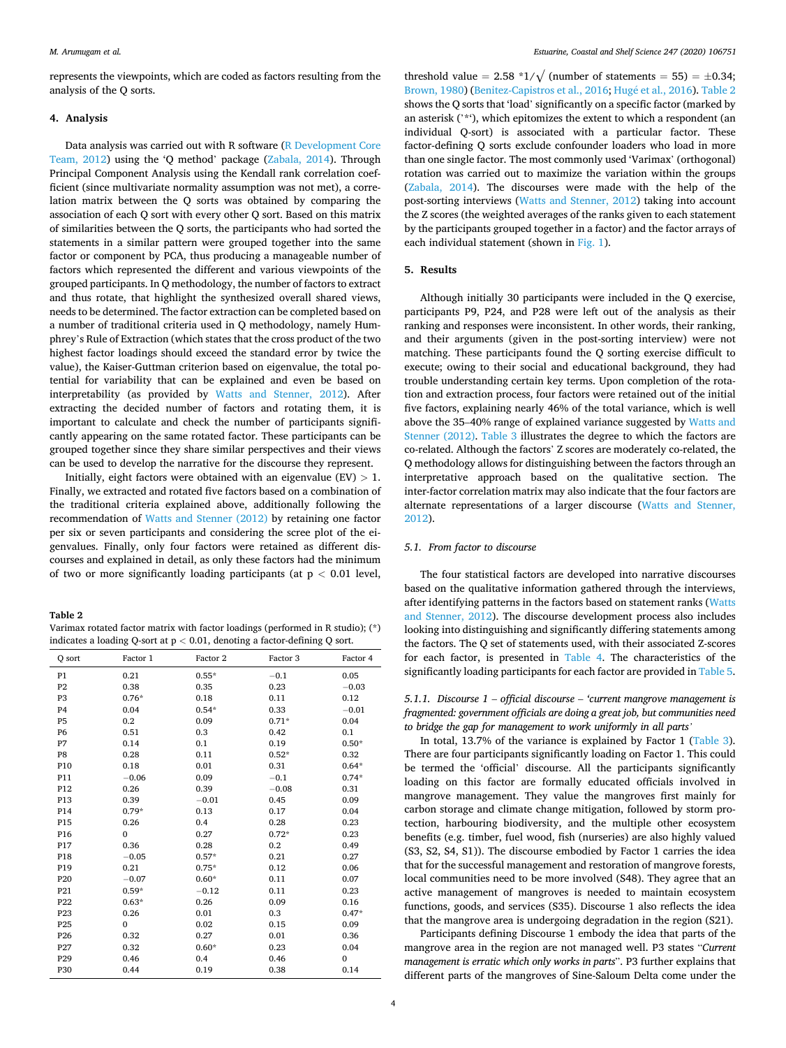represents the viewpoints, which are coded as factors resulting from the analysis of the Q sorts.

## 4. Analysis

Data analysis was carried out with R software (R Development Core Team, 2012) using the 'Q method' package (Zabala, 2014). Through Principal Component Analysis using the Kendall rank correlation coefficient (since multivariate normality assumption was not met), a correlation matrix between the Q sorts was obtained by comparing the association of each Q sort with every other Q sort. Based on this matrix of similarities between the Q sorts, the participants who had sorted the statements in a similar pattern were grouped together into the same factor or component by PCA, thus producing a manageable number of factors which represented the different and various viewpoints of the grouped participants. In Q methodology, the number of factors to extract and thus rotate, that highlight the synthesized overall shared views, needs to be determined. The factor extraction can be completed based on a number of traditional criteria used in Q methodology, namely Humphrey's Rule of Extraction (which states that the cross product of the two highest factor loadings should exceed the standard error by twice the value), the Kaiser-Guttman criterion based on eigenvalue, the total potential for variability that can be explained and even be based on interpretability (as provided by Watts and Stenner, 2012). After extracting the decided number of factors and rotating them, it is important to calculate and check the number of participants significantly appearing on the same rotated factor. These participants can be grouped together since they share similar perspectives and their views can be used to develop the narrative for the discourse they represent.

Initially, eight factors were obtained with an eigenvalue (EV) > 1. Finally, we extracted and rotated five factors based on a combination of the traditional criteria explained above, additionally following the recommendation of Watts and Stenner (2012) by retaining one factor per six or seven participants and considering the scree plot of the eigenvalues. Finally, only four factors were retained as different discourses and explained in detail, as only these factors had the minimum of two or more significantly loading participants (at $p < 0.01$ level, threshold value = $2.58 * 1/\sqrt{\text{(number of statements = 55)}} = \pm 0.34$; Brown, 1980) (Benitez-Capistros et al., 2016; Hugé et al., 2016). Table 2 shows the Q sorts that 'load' significantly on a specific factor (marked by an asterisk ('*'), which epitomizes the extent to which a respondent (an individual Q-sort) is associated with a particular factor. These factor-defining Q sorts exclude confounder loaders who load in more than one single factor. The most commonly used 'Varimax' (orthogonal) rotation was carried out to maximize the variation within the groups (Zabala, 2014). The discourses were made with the help of the post-sorting interviews (Watts and Stenner, 2012) taking into account the Z scores (the weighted averages of the ranks given to each statement by the participants grouped together in a factor) and the factor arrays of each individual statement (shown in Fig. 1).

**Table 2**
Varimax rotated factor matrix with factor loadings (performed in R studio); (*) indicates a loading Q-sort at $p < 0.01$, denoting a factor-defining Q sort.

| Q sort | Factor 1 | Factor 2 | Factor 3 | Factor 4 |
|---|---|---|---|---|
| P1 | 0.21 | 0.55* | −0.1 | 0.05 |
| P2 | 0.38 | 0.35 | 0.23 | −0.03 |
| P3 | 0.76* | 0.18 | 0.11 | 0.12 |
| P4 | 0.04 | 0.54* | 0.33 | −0.01 |
| P5 | 0.2 | 0.09 | 0.71* | 0.04 |
| P6 | 0.51 | 0.3 | 0.42 | 0.1 |
| P7 | 0.14 | 0.1 | 0.19 | 0.50* |
| P8 | 0.28 | 0.11 | 0.52* | 0.32 |
| P10 | 0.18 | 0.01 | 0.31 | 0.64* |
| P11 | −0.06 | 0.09 | −0.1 | 0.74* |
| P12 | 0.26 | 0.39 | −0.08 | 0.31 |
| P13 | 0.39 | −0.01 | 0.45 | 0.09 |
| P14 | 0.79* | 0.13 | 0.17 | 0.04 |
| P15 | 0.26 | 0.4 | 0.28 | 0.23 |
| P16 | 0 | 0.27 | 0.72* | 0.23 |
| P17 | 0.36 | 0.28 | 0.2 | 0.49 |
| P18 | −0.05 | 0.57* | 0.21 | 0.27 |
| P19 | 0.21 | 0.75* | 0.12 | 0.06 |
| P20 | −0.07 | 0.60* | 0.11 | 0.07 |
| P21 | 0.59* | −0.12 | 0.11 | 0.23 |
| P22 | 0.63* | 0.26 | 0.09 | 0.16 |
| P23 | 0.26 | 0.01 | 0.3 | 0.47* |
| P25 | 0 | 0.02 | 0.15 | 0.09 |
| P26 | 0.32 | 0.27 | 0.01 | 0.36 |
| P27 | 0.32 | 0.60* | 0.23 | 0.04 |
| P29 | 0.46 | 0.4 | 0.46 | 0 |
| P30 | 0.44 | 0.19 | 0.38 | 0.14 |

## 5. Results

Although initially 30 participants were included in the Q exercise, participants P9, P24, and P28 were left out of the analysis as their ranking and responses were inconsistent. In other words, their ranking, and their arguments (given in the post-sorting interview) were not matching. These participants found the Q sorting exercise difficult to execute; owing to their social and educational background, they had trouble understanding certain key terms. Upon completion of the rotation and extraction process, four factors were retained out of the initial five factors, explaining nearly 46% of the total variance, which is well above the 35–40% range of explained variance suggested by Watts and Stenner (2012). Table 3 illustrates the degree to which the factors are co-related. Although the factors' Z scores are moderately co-related, the Q methodology allows for distinguishing between the factors through an interpretative approach based on the qualitative section. The inter-factor correlation matrix may also indicate that the four factors are alternate representations of a larger discourse (Watts and Stenner, 2012).

### 5.1. From factor to discourse

The four statistical factors are developed into narrative discourses based on the qualitative information gathered through the interviews, after identifying patterns in the factors based on statement ranks (Watts and Stenner, 2012). The discourse development process also includes looking into distinguishing and significantly differing statements among the factors. The Q set of statements used, with their associated Z-scores for each factor, is presented in Table 4. The characteristics of the significantly loading participants for each factor are provided in Table 5.

#### 5.1.1. Discourse 1 – official discourse – *'current mangrove management is fragmented: government officials are doing a great job, but communities need to bridge the gap for management to work uniformly in all parts'*

In total, 13.7% of the variance is explained by Factor 1 (Table 3). There are four participants significantly loading on Factor 1. This could be termed the 'official' discourse. All the participants significantly loading on this factor are formally educated officials involved in mangrove management. They value the mangroves first mainly for carbon storage and climate change mitigation, followed by storm protection, harbouring biodiversity, and the multiple other ecosystem benefits (e.g. timber, fuel wood, fish (nurseries) are also highly valued (S3, S2, S4, S1)). The discourse embodied by Factor 1 carries the idea that for the successful management and restoration of mangrove forests, local communities need to be more involved (S48). They agree that an active management of mangroves is needed to maintain ecosystem functions, goods, and services (S35). Discourse 1 also reflects the idea that the mangrove area is undergoing degradation in the region (S21).

Participants defining Discourse 1 embody the idea that parts of the mangrove area in the region are not managed well. P3 states "*Current management is erratic which only works in parts*". P3 further explains that different parts of the mangroves of Sine-Saloum Delta come under the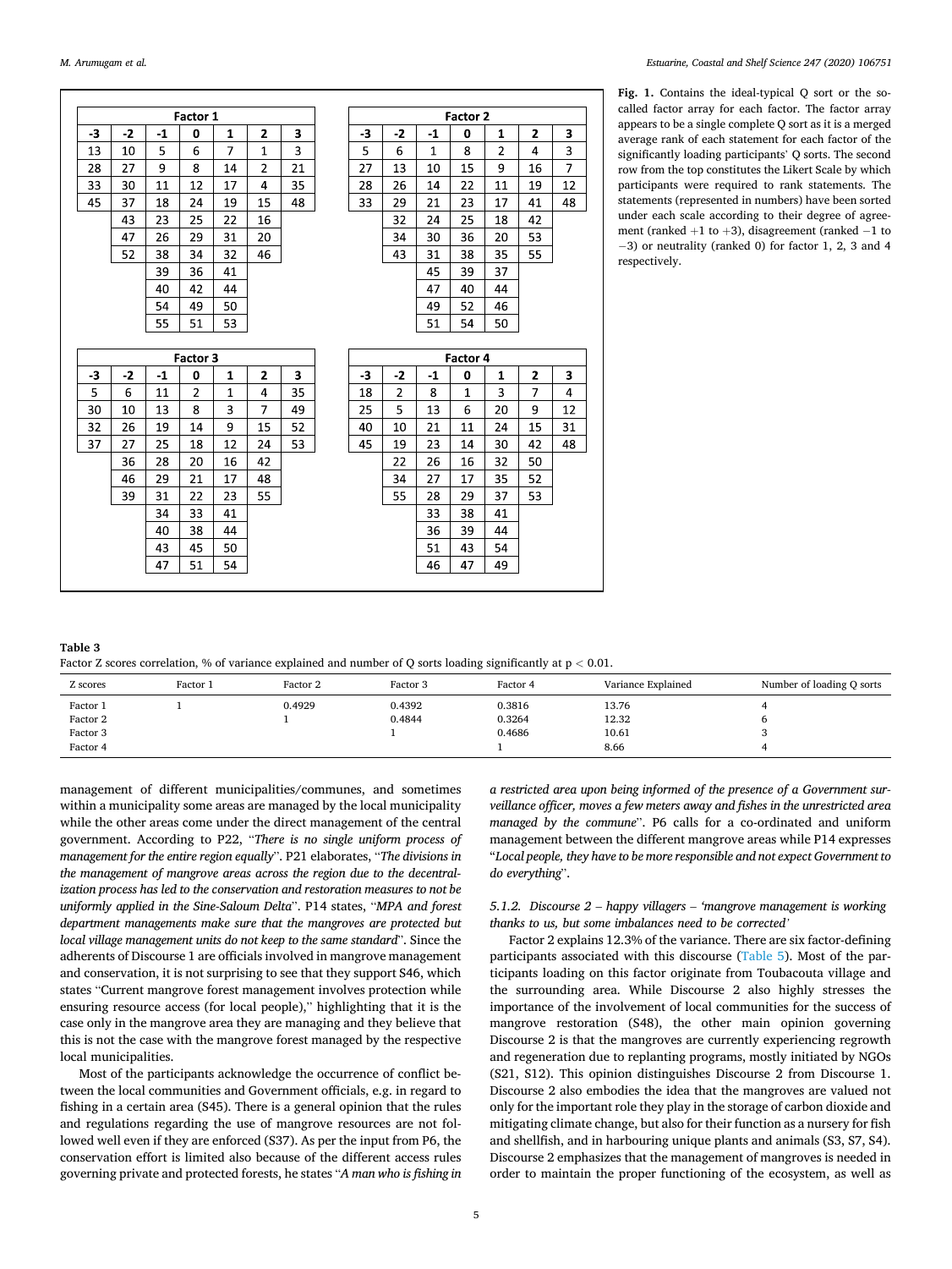**Factor 1**

| -3 | -2 | -1 | 0 | 1 | 2 | 3 |
|---|---|---|---|---|---|---|
| 13 | 10 | 5 | 6 | 7 | 1 | 3 |
| 28 | 27 | 9 | 8 | 14 | 2 | 21 |
| 33 | 30 | 11 | 12 | 17 | 4 | 35 |
| 45 | 37 | 18 | 24 | 19 | 15 | 48 |
| | 43 | 23 | 25 | 22 | 16 | |
| | 47 | 26 | 29 | 31 | 20 | |
| | 52 | 38 | 34 | 32 | 46 | |
| | | 39 | 36 | 41 | | |
| | | 40 | 42 | 44 | | |
| | | 54 | 49 | 50 | | |
| | | 55 | 51 | 53 | | |

**Factor 2**

| -3 | -2 | -1 | 0 | 1 | 2 | 3 |
|---|---|---|---|---|---|---|
| 5 | 6 | 1 | 8 | 2 | 4 | 3 |
| 27 | 13 | 10 | 15 | 9 | 16 | 7 |
| 28 | 26 | 14 | 22 | 11 | 19 | 12 |
| 33 | 29 | 21 | 23 | 17 | 41 | 48 |
| | 32 | 24 | 25 | 18 | 42 | |
| | 34 | 30 | 36 | 20 | 53 | |
| | 43 | 31 | 38 | 35 | 55 | |
| | | 45 | 39 | 37 | | |
| | | 47 | 40 | 44 | | |
| | | 49 | 52 | 46 | | |
| | | 51 | 54 | 50 | | |

**Factor 3**

| -3 | -2 | -1 | 0 | 1 | 2 | 3 |
|---|---|---|---|---|---|---|
| 5 | 6 | 11 | 2 | 1 | 4 | 35 |
| 30 | 10 | 13 | 8 | 3 | 7 | 49 |
| 32 | 26 | 19 | 14 | 9 | 15 | 52 |
| 37 | 27 | 25 | 18 | 12 | 24 | 53 |
| | 36 | 28 | 20 | 16 | 42 | |
| | 46 | 29 | 21 | 17 | 48 | |
| | 39 | 31 | 22 | 23 | 55 | |
| | | 34 | 33 | 41 | | |
| | | 40 | 38 | 44 | | |
| | | 43 | 45 | 50 | | |
| | | 47 | 51 | 54 | | |

**Factor 4**

| -3 | -2 | -1 | 0 | 1 | 2 | 3 |
|---|---|---|---|---|---|---|
| 18 | 2 | 8 | 1 | 3 | 7 | 4 |
| 25 | 5 | 13 | 6 | 20 | 9 | 12 |
| 40 | 10 | 21 | 11 | 24 | 15 | 31 |
| 45 | 19 | 23 | 14 | 30 | 42 | 48 |
| | 22 | 26 | 16 | 32 | 50 | |
| | 34 | 27 | 17 | 35 | 52 | |
| | 55 | 28 | 29 | 37 | 53 | |
| | | 33 | 38 | 41 | | |
| | | 36 | 39 | 44 | | |
| | | 51 | 43 | 54 | | |
| | | 46 | 47 | 49 | | |

**Fig. 1.** Contains the ideal-typical Q sort or the so-called factor array for each factor. The factor array appears to be a single complete Q sort as it is a merged average rank of each statement for each factor of the significantly loading participants' Q sorts. The second row from the top constitutes the Likert Scale by which participants were required to rank statements. The statements (represented in numbers) have been sorted under each scale according to their degree of agreement (ranked +1 to +3), disagreement (ranked −1 to −3) or neutrality (ranked 0) for factor 1, 2, 3 and 4 respectively.

**Table 3**
Factor Z scores correlation, % of variance explained and number of Q sorts loading significantly at $p < 0.01$.

| Z scores | Factor 1 | Factor 2 | Factor 3 | Factor 4 | Variance Explained | Number of loading Q sorts |
|---|---|---|---|---|---|---|
| Factor 1 | 1 | 0.4929 | 0.4392 | 0.3816 | 13.76 | 4 |
| Factor 2 | | 1 | 0.4844 | 0.3264 | 12.32 | 6 |
| Factor 3 | | | 1 | 0.4686 | 10.61 | 3 |
| Factor 4 | | | | 1 | 8.66 | 4 |

management of different municipalities/communes, and sometimes within a municipality some areas are managed by the local municipality while the other areas come under the direct management of the central government. According to P22, "*There is no single uniform process of management for the entire region equally*". P21 elaborates, "*The divisions in the management of mangrove areas across the region due to the decentralization process has led to the conservation and restoration measures to not be uniformly applied in the Sine-Saloum Delta*". P14 states, "*MPA and forest department managements make sure that the mangroves are protected but local village management units do not keep to the same standard*". Since the adherents of Discourse 1 are officials involved in mangrove management and conservation, it is not surprising to see that they support S46, which states "Current mangrove forest management involves protection while ensuring resource access (for local people)," highlighting that it is the case only in the mangrove area they are managing and they believe that this is not the case with the mangrove forest managed by the respective local municipalities.

Most of the participants acknowledge the occurrence of conflict between the local communities and Government officials, e.g. in regard to fishing in a certain area (S45). There is a general opinion that the rules and regulations regarding the use of mangrove resources are not followed well even if they are enforced (S37). As per the input from P6, the conservation effort is limited also because of the different access rules governing private and protected forests, he states "*A man who is fishing in a restricted area upon being informed of the presence of a Government surveillance officer, moves a few meters away and fishes in the unrestricted area managed by the commune*". P6 calls for a co-ordinated and uniform management between the different mangrove areas while P14 expresses "*Local people, they have to be more responsible and not expect Government to do everything*".

#### 5.1.2. Discourse 2 – happy villagers – 'mangrove management is working thanks to us, but some imbalances need to be corrected'

Factor 2 explains 12.3% of the variance. There are six factor-defining participants associated with this discourse (Table 5). Most of the participants loading on this factor originate from Toubacouta village and the surrounding area. While Discourse 2 also highly stresses the importance of the involvement of local communities for the success of mangrove restoration (S48), the other main opinion governing Discourse 2 is that the mangroves are currently experiencing regrowth and regeneration due to replanting programs, mostly initiated by NGOs (S21, S12). This opinion distinguishes Discourse 2 from Discourse 1. Discourse 2 also embodies the idea that the mangroves are valued not only for the important role they play in the storage of carbon dioxide and mitigating climate change, but also for their function as a nursery for fish and shellfish, and in harbouring unique plants and animals (S3, S7, S4). Discourse 2 emphasizes that the management of mangroves is needed in order to maintain the proper functioning of the ecosystem, as well as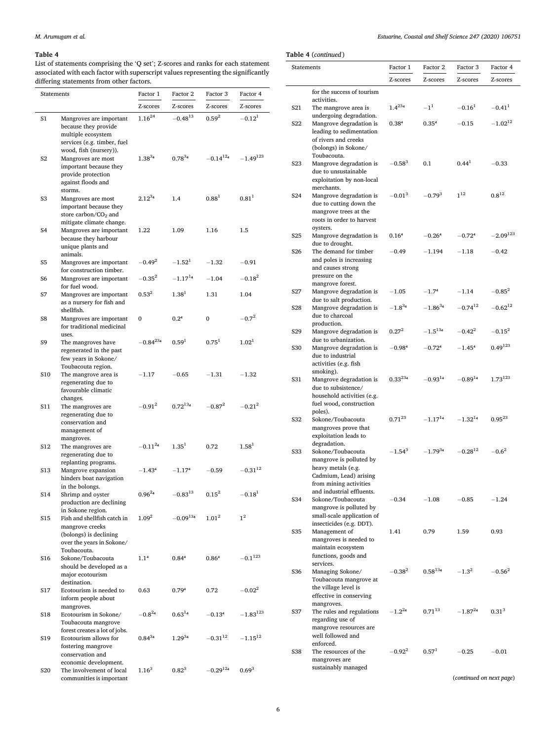**Table 4**

List of statements comprising the 'Q set'; Z-scores and ranks for each statement associated with each factor with superscript values representing the significantly differing statements from other factors.

| Statements | | Factor 1 | Factor 2 | Factor 3 | Factor 4 |
|---|---|---|---|---|---|
| | | Z-scores | Z-scores | Z-scores | Z-scores |
| S1 | Mangroves are important because they provide multiple ecosystem services (e.g. timber, fuel wood, fish (nursery)). | 1.16[24] | −0.48[13] | 0.59[2] | −0.12[1] |
| S2 | Mangroves are most important because they provide protection against floods and storms. | 1.38[34] | 0.78[34] | −0.14[124] | −1.49[123] |
| S3 | Mangroves are most important because they store carbon/$CO_2$ and mitigate climate change. | 2.12[34] | 1.4 | 0.88[1] | 0.81[1] |
| S4 | Mangroves are important because they harbour unique plants and animals. | 1.22 | 1.09 | 1.16 | 1.5 |
| S5 | Mangroves are important for construction timber. | −0.49[2] | −1.52[1] | −1.32 | −0.91 |
| S6 | Mangroves are important for fuel wood. | −0.35[2] | −1.17[14] | −1.04 | −0.18[2] |
| S7 | Mangroves are important as a nursery for fish and shellfish. | 0.53[2] | 1.38[1] | 1.31 | 1.04 |
| S8 | Mangroves are important for traditional medicinal uses. | 0 | 0.2[4] | 0 | −0.7[2] |
| S9 | The mangroves have regenerated in the past few years in Sokone/Toubacouta region. | −0.84[234] | 0.59[1] | 0.75[1] | 1.02[1] |
| S10 | The mangrove area is regenerating due to favourable climatic changes. | −1.17 | −0.65 | −1.31 | −1.32 |
| S11 | The mangroves are regenerating due to conservation and management of mangroves. | −0.91[2] | 0.72[134] | −0.87[2] | −0.21[2] |
| S12 | The mangroves are regenerating due to replanting programs. | −0.11[24] | 1.35[1] | 0.72 | 1.58[1] |
| S13 | Mangrove expansion hinders boat navigation in the bolongs. | −1.43[4] | −1.17[4] | −0.59 | −0.31[12] |
| S14 | Shrimp and oyster production are declining in Sokone region. | 0.96[24] | −0.83[13] | 0.15[2] | −0.18[1] |
| S15 | Fish and shellfish catch in mangrove creeks (bolongs) is declining over the years in Sokone/Toubacouta. | 1.09[2] | −0.09[134] | 1.01[2] | 1[2] |
| S16 | Sokone/Toubacouta should be developed as a major ecotourism destination. | 1.1[4] | 0.84[4] | 0.86[4] | −0.1[123] |
| S17 | Ecotourism is needed to inform people about mangroves. | 0.63 | 0.79[4] | 0.72 | −0.02[2] |
| S18 | Ecotourism in Sokone/Toubacouta mangrove forest creates a lot of jobs. | −0.8[24] | 0.63[14] | −0.13[4] | −1.83[123] |
| S19 | Ecotourism allows for fostering mangrove conservation and economic development. | 0.84[34] | 1.29[34] | −0.31[12] | −1.15[12] |
| S20 | The involvement of local communities is important for the success of tourism activities. | 1.16[3] | 0.82[3] | −0.29[124] | 0.69[3] |
| S21 | The mangrove area is undergoing degradation. | 1.4[234] | −1[1] | −0.16[1] | −0.41[1] |
| S22 | Mangrove degradation is leading to sedimentation of rivers and creeks (bolongs) in Sokone/Toubacouta. | 0.38[4] | 0.35[4] | −0.15 | −1.02[12] |
| S23 | Mangrove degradation is due to unsustainable exploitation by non-local merchants. | −0.58[3] | 0.1 | 0.44[1] | −0.33 |
| S24 | Mangrove degradation is due to cutting down the mangrove trees at the roots in order to harvest oysters. | −0.01[3] | −0.79[3] | 1[12] | 0.8[12] |
| S25 | Mangrove degradation is due to drought. | 0.16[4] | −0.26[4] | −0.72[4] | −2.09[123] |
| S26 | The demand for timber and poles is increasing and causes strong pressure on the mangrove forest. | −0.49 | −1.194 | −1.18 | −0.42 |
| S27 | Mangrove degradation is due to salt production. | −1.05 | −1.7[4] | −1.14 | −0.85[2] |
| S28 | Mangrove degradation is due to charcoal production. | −1.8[34] | −1.86[34] | −0.74[12] | −0.62[12] |
| S29 | Mangrove degradation is due to urbanization. | 0.27[2] | −1.5[134] | −0.42[2] | −0.15[2] |
| S30 | Mangrove degradation is due to industrial activities (e.g. fish smoking). | −0.98[4] | −0.72[4] | −1.45[4] | 0.49[123] |
| S31 | Mangrove degradation is due to subsistence/household activities (e.g. fuel wood, construction poles). | 0.33[234] | −0.93[14] | −0.89[14] | 1.73[123] |
| S32 | Sokone/Toubacouta mangroves prove that exploitation leads to degradation. | 0.71[23] | −1.17[14] | −1.32[14] | 0.95[23] |
| S33 | Sokone/Toubacouta mangrove is polluted by heavy metals (e.g. Cadmium, Lead) arising from mining activities and industrial effluents. | −1.54[3] | −1.79[34] | −0.28[12] | −0.6[2] |
| S34 | Sokone/Toubacouta mangrove is polluted by small-scale application of insecticides (e.g. DDT). | −0.34 | −1.08 | −0.85 | −1.24 |
| S35 | Management of mangroves is needed to maintain ecosystem functions, goods and services. | 1.41 | 0.79 | 1.59 | 0.93 |
| S36 | Managing Sokone/Toubacouta mangrove at the village level is effective in conserving mangroves. | −0.38[2] | 0.58[134] | −1.3[2] | −0.56[2] |
| S37 | The rules and regulations regarding use of mangrove resources are well followed and enforced. | −1.2[24] | 0.71[13] | −1.87[24] | 0.31[3] |
| S38 | The resources of the mangroves are sustainably managed | −0.92[2] | 0.57[1] | −0.25 | −0.01 |

(continued on next page)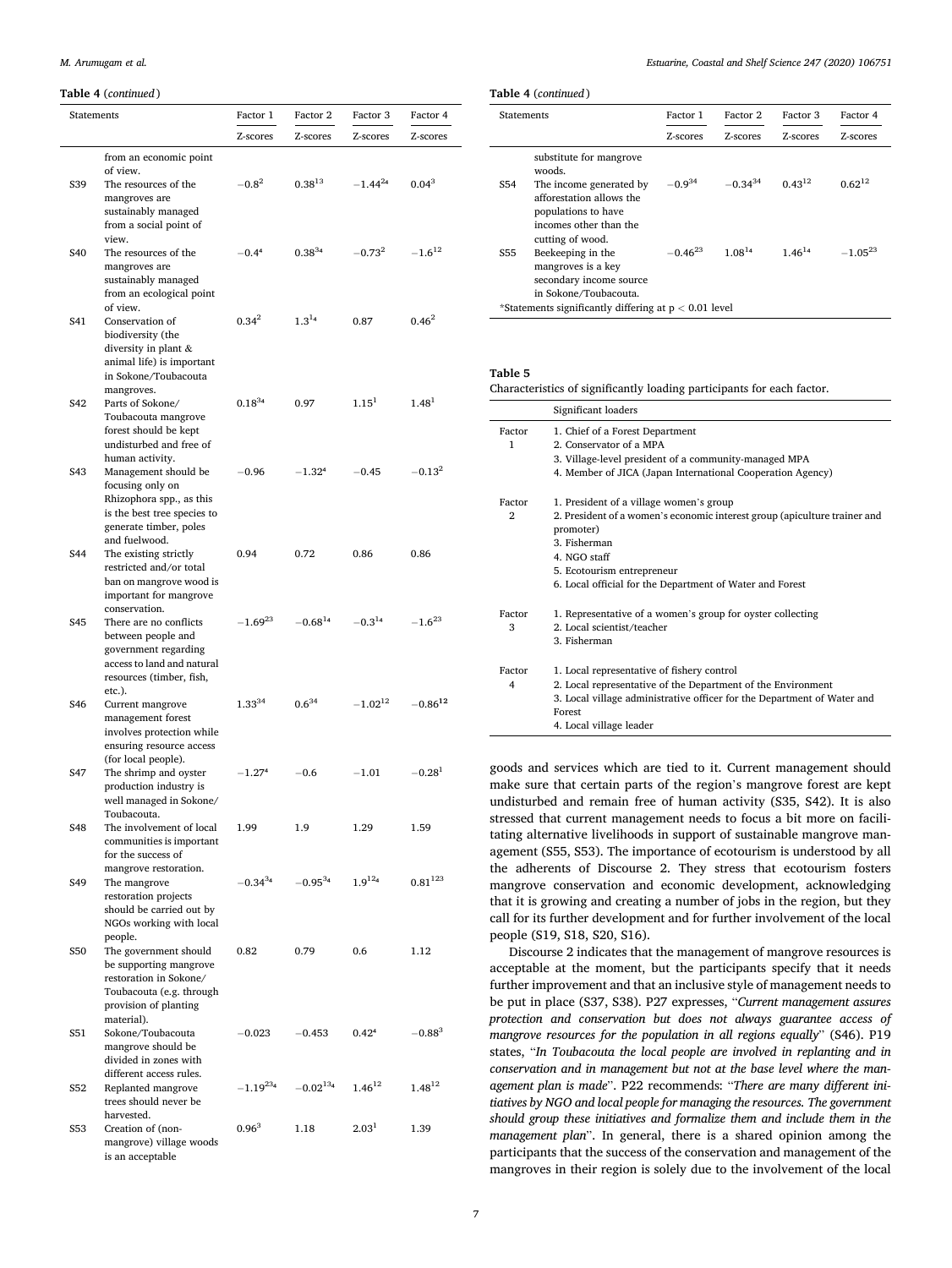**Table 4** (*continued*)

| Statements | | Factor 1 | Factor 2 | Factor 3 | Factor 4 |
|---|---|---|---|---|---|
| | | Z-scores | Z-scores | Z-scores | Z-scores |
| | from an economic point of view. | | | | |
| S39 | The resources of the mangroves are sustainably managed from a social point of view. | −0.8[2] | 0.38[13] | −1.44[24] | 0.04[3] |
| S40 | The resources of the mangroves are sustainably managed from an ecological point of view. | −0.4[4] | 0.38[34] | −0.73[2] | −1.6[12] |
| S41 | Conservation of biodiversity (the diversity in plant & animal life) is important in Sokone/Toubacouta mangroves. | 0.34[2] | 1.3[14] | 0.87 | 0.46[2] |
| S42 | Parts of Sokone/Toubacouta mangrove forest should be kept undisturbed and free of human activity. | 0.18[34] | 0.97 | 1.15[1] | 1.48[1] |
| S43 | Management should be focusing only on Rhizophora spp., as this is the best tree species to generate timber, poles and fuelwood. | −0.96 | −1.32[4] | −0.45 | −0.13[2] |
| S44 | The existing strictly restricted and/or total ban on mangrove wood is important for mangrove conservation. | 0.94 | 0.72 | 0.86 | 0.86 |
| S45 | There are no conflicts between people and government regarding access to land and natural resources (timber, fish, etc.). | −1.69[23] | −0.68[14] | −0.3[14] | −1.6[23] |
| S46 | Current mangrove management forest involves protection while ensuring resource access (for local people). | 1.33[34] | 0.6[34] | −1.02[12] | −0.86[12] |
| S47 | The shrimp and oyster production industry is well managed in Sokone/Toubacouta. | −1.27[4] | −0.6 | −1.01 | −0.28[1] |
| S48 | The involvement of local communities is important for the success of mangrove restoration. | 1.99 | 1.9 | 1.29 | 1.59 |
| S49 | The mangrove restoration projects should be carried out by NGOs working with local people. | −0.34[34] | −0.95[34] | 1.9[124] | 0.81[123] |
| S50 | The government should be supporting mangrove restoration in Sokone/Toubacouta (e.g. through provision of planting material). | 0.82 | 0.79 | 0.6 | 1.12 |
| S51 | Sokone/Toubacouta mangrove should be divided in zones with different access rules. | −0.023 | −0.453 | 0.42[4] | −0.88[3] |
| S52 | Replanted mangrove trees should never be harvested. | −1.19[234] | −0.02[134] | 1.46[12] | 1.48[12] |
| S53 | Creation of (non-mangrove) village woods is an acceptable substitute for mangrove woods. | 0.96[3] | 1.18 | 2.03[1] | 1.39 |
| S54 | The income generated by afforestation allows the populations to have incomes other than the cutting of wood. | −0.9[34] | −0.34[34] | 0.43[12] | 0.62[12] |
| S55 | Beekeeping in the mangroves is a key secondary income source in Sokone/Toubacouta. | −0.46[23] | 1.08[14] | 1.46[14] | −1.05[23] |

*Statements significantly differing at $p < 0.01$ level

**Table 5**
Characteristics of significantly loading participants for each factor.

| | Significant loaders |
|---|---|
| Factor 1 | 1. Chief of a Forest Department<br>2. Conservator of a MPA<br>3. Village-level president of a community-managed MPA<br>4. Member of JICA (Japan International Cooperation Agency) |
| Factor 2 | 1. President of a village women's group<br>2. President of a women's economic interest group (apiculture trainer and promoter)<br>3. Fisherman<br>4. NGO staff<br>5. Ecotourism entrepreneur<br>6. Local official for the Department of Water and Forest |
| Factor 3 | 1. Representative of a women's group for oyster collecting<br>2. Local scientist/teacher<br>3. Fisherman |
| Factor 4 | 1. Local representative of fishery control<br>2. Local representative of the Department of the Environment<br>3. Local village administrative officer for the Department of Water and Forest<br>4. Local village leader |

goods and services which are tied to it. Current management should make sure that certain parts of the region's mangrove forest are kept undisturbed and remain free of human activity (S35, S42). It is also stressed that current management needs to focus a bit more on facilitating alternative livelihoods in support of sustainable mangrove management (S55, S53). The importance of ecotourism is understood by all the adherents of Discourse 2. They stress that ecotourism fosters mangrove conservation and economic development, acknowledging that it is growing and creating a number of jobs in the region, but they call for its further development and for further involvement of the local people (S19, S18, S20, S16).

Discourse 2 indicates that the management of mangrove resources is acceptable at the moment, but the participants specify that it needs further improvement and that an inclusive style of management needs to be put in place (S37, S38). P27 expresses, "*Current management assures protection and conservation but does not always guarantee access of mangrove resources for the population in all regions equally*" (S46). P19 states, "*In Toubacouta the local people are involved in replanting and in conservation and in management but not at the base level where the management plan is made*". P22 recommends: "*There are many different initiatives by NGO and local people for managing the resources. The government should group these initiatives and formalize them and include them in the management plan*". In general, there is a shared opinion among the participants that the success of the conservation and management of the mangroves in their region is solely due to the involvement of the local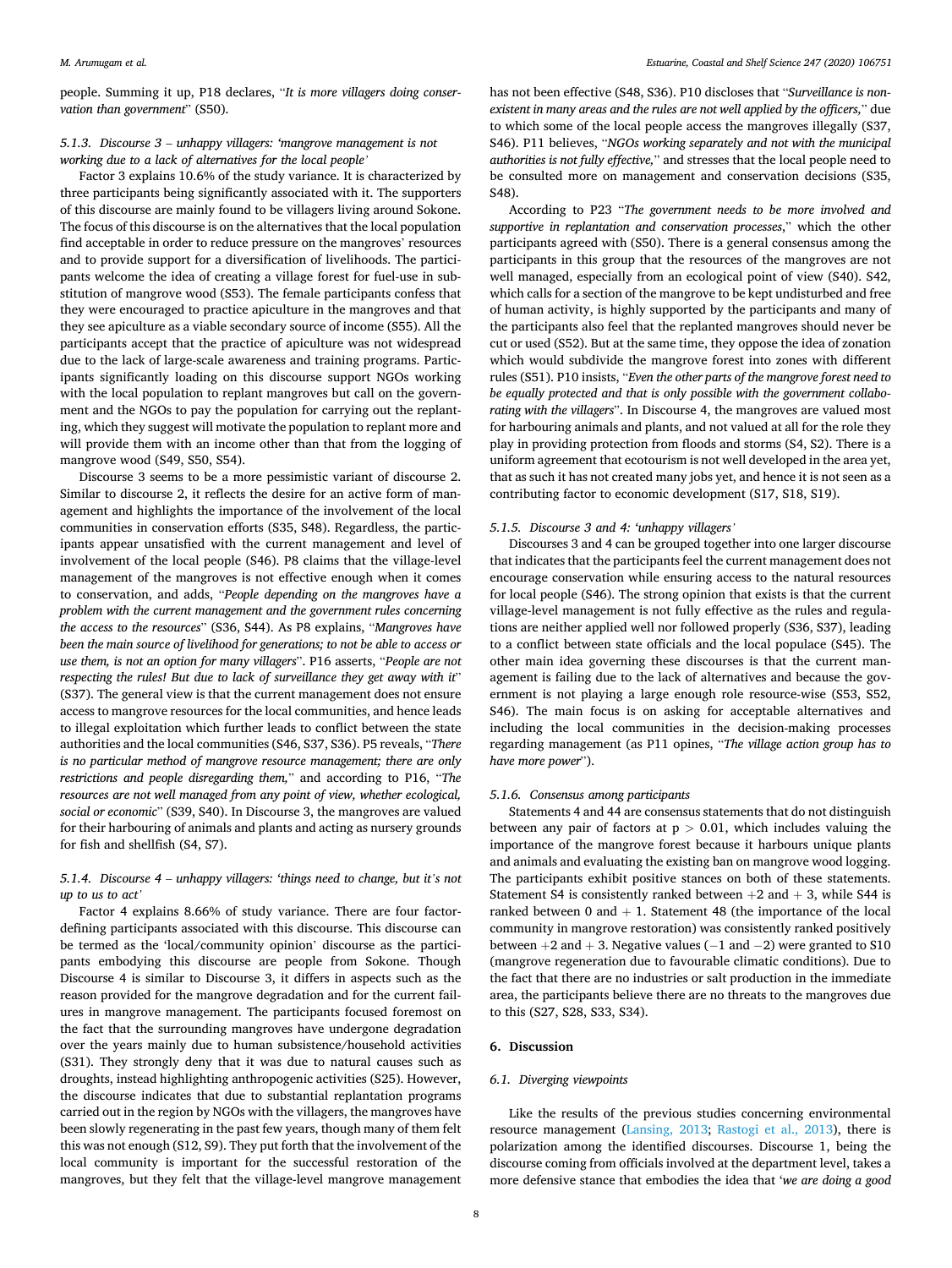people. Summing it up, P18 declares, "*It is more villagers doing conservation than government*" (S50).

### 5.1.3. Discourse 3 – unhappy villagers: 'mangrove management is not working due to a lack of alternatives for the local people'

Factor 3 explains 10.6% of the study variance. It is characterized by three participants being significantly associated with it. The supporters of this discourse are mainly found to be villagers living around Sokone. The focus of this discourse is on the alternatives that the local population find acceptable in order to reduce pressure on the mangroves' resources and to provide support for a diversification of livelihoods. The participants welcome the idea of creating a village forest for fuel-use in substitution of mangrove wood (S53). The female participants confess that they were encouraged to practice apiculture in the mangroves and that they see apiculture as a viable secondary source of income (S55). All the participants accept that the practice of apiculture was not widespread due to the lack of large-scale awareness and training programs. Participants significantly loading on this discourse support NGOs working with the local population to replant mangroves but call on the government and the NGOs to pay the population for carrying out the replanting, which they suggest will motivate the population to replant more and will provide them with an income other than that from the logging of mangrove wood (S49, S50, S54).

Discourse 3 seems to be a more pessimistic variant of discourse 2. Similar to discourse 2, it reflects the desire for an active form of management and highlights the importance of the involvement of the local communities in conservation efforts (S35, S48). Regardless, the participants appear unsatisfied with the current management and level of involvement of the local people (S46). P8 claims that the village-level management of the mangroves is not effective enough when it comes to conservation, and adds, "*People depending on the mangroves have a problem with the current management and the government rules concerning the access to the resources*" (S36, S44). As P8 explains, "*Mangroves have been the main source of livelihood for generations; to not be able to access or use them, is not an option for many villagers*". P16 asserts, "*People are not respecting the rules! But due to lack of surveillance they get away with it*" (S37). The general view is that the current management does not ensure access to mangrove resources for the local communities, and hence leads to illegal exploitation which further leads to conflict between the state authorities and the local communities (S46, S37, S36). P5 reveals, "*There is no particular method of mangrove resource management; there are only restrictions and people disregarding them,*" and according to P16, "*The resources are not well managed from any point of view, whether ecological, social or economic*" (S39, S40). In Discourse 3, the mangroves are valued for their harbouring of animals and plants and acting as nursery grounds for fish and shellfish (S4, S7).

### 5.1.4. Discourse 4 – unhappy villagers: 'things need to change, but it's not up to us to act'

Factor 4 explains 8.66% of study variance. There are four factor-defining participants associated with this discourse. This discourse can be termed as the 'local/community opinion' discourse as the participants embodying this discourse are people from Sokone. Though Discourse 4 is similar to Discourse 3, it differs in aspects such as the reason provided for the mangrove degradation and for the current failures in mangrove management. The participants focused foremost on the fact that the surrounding mangroves have undergone degradation over the years mainly due to human subsistence/household activities (S31). They strongly deny that it was due to natural causes such as droughts, instead highlighting anthropogenic activities (S25). However, the discourse indicates that due to substantial replantation programs carried out in the region by NGOs with the villagers, the mangroves have been slowly regenerating in the past few years, though many of them felt this was not enough (S12, S9). They put forth that the involvement of the local community is important for the successful restoration of the mangroves, but they felt that the village-level mangrove management has not been effective (S48, S36). P10 discloses that "*Surveillance is non-existent in many areas and the rules are not well applied by the officers,*" due to which some of the local people access the mangroves illegally (S37, S46). P11 believes, "*NGOs working separately and not with the municipal authorities is not fully effective,*" and stresses that the local people need to be consulted more on management and conservation decisions (S35, S48).

According to P23 "*The government needs to be more involved and supportive in replantation and conservation processes*," which the other participants agreed with (S50). There is a general consensus among the participants in this group that the resources of the mangroves are not well managed, especially from an ecological point of view (S40). S42, which calls for a section of the mangrove to be kept undisturbed and free of human activity, is highly supported by the participants and many of the participants also feel that the replanted mangroves should never be cut or used (S52). But at the same time, they oppose the idea of zonation which would subdivide the mangrove forest into zones with different rules (S51). P10 insists, "*Even the other parts of the mangrove forest need to be equally protected and that is only possible with the government collaborating with the villagers*". In Discourse 4, the mangroves are valued most for harbouring animals and plants, and not valued at all for the role they play in providing protection from floods and storms (S4, S2). There is a uniform agreement that ecotourism is not well developed in the area yet, that as such it has not created many jobs yet, and hence it is not seen as a contributing factor to economic development (S17, S18, S19).

### 5.1.5. Discourse 3 and 4: 'unhappy villagers'

Discourses 3 and 4 can be grouped together into one larger discourse that indicates that the participants feel the current management does not encourage conservation while ensuring access to the natural resources for local people (S46). The strong opinion that exists is that the current village-level management is not fully effective as the rules and regulations are neither applied well nor followed properly (S36, S37), leading to a conflict between state officials and the local populace (S45). The other main idea governing these discourses is that the current management is failing due to the lack of alternatives and because the government is not playing a large enough role resource-wise (S53, S52, S46). The main focus is on asking for acceptable alternatives and including the local communities in the decision-making processes regarding management (as P11 opines, "*The village action group has to have more power*").

### 5.1.6. Consensus among participants

Statements 4 and 44 are consensus statements that do not distinguish between any pair of factors at $p > 0.01$, which includes valuing the importance of the mangrove forest because it harbours unique plants and animals and evaluating the existing ban on mangrove wood logging. The participants exhibit positive stances on both of these statements. Statement S4 is consistently ranked between +2 and + 3, while S44 is ranked between 0 and + 1. Statement 48 (the importance of the local community in mangrove restoration) was consistently ranked positively between +2 and + 3. Negative values (−1 and −2) were granted to S10 (mangrove regeneration due to favourable climatic conditions). Due to the fact that there are no industries or salt production in the immediate area, the participants believe there are no threats to the mangroves due to this (S27, S28, S33, S34).

## 6. Discussion

### 6.1. Diverging viewpoints

Like the results of the previous studies concerning environmental resource management (Lansing, 2013; Rastogi et al., 2013), there is polarization among the identified discourses. Discourse 1, being the discourse coming from officials involved at the department level, takes a more defensive stance that embodies the idea that '*we are doing a good*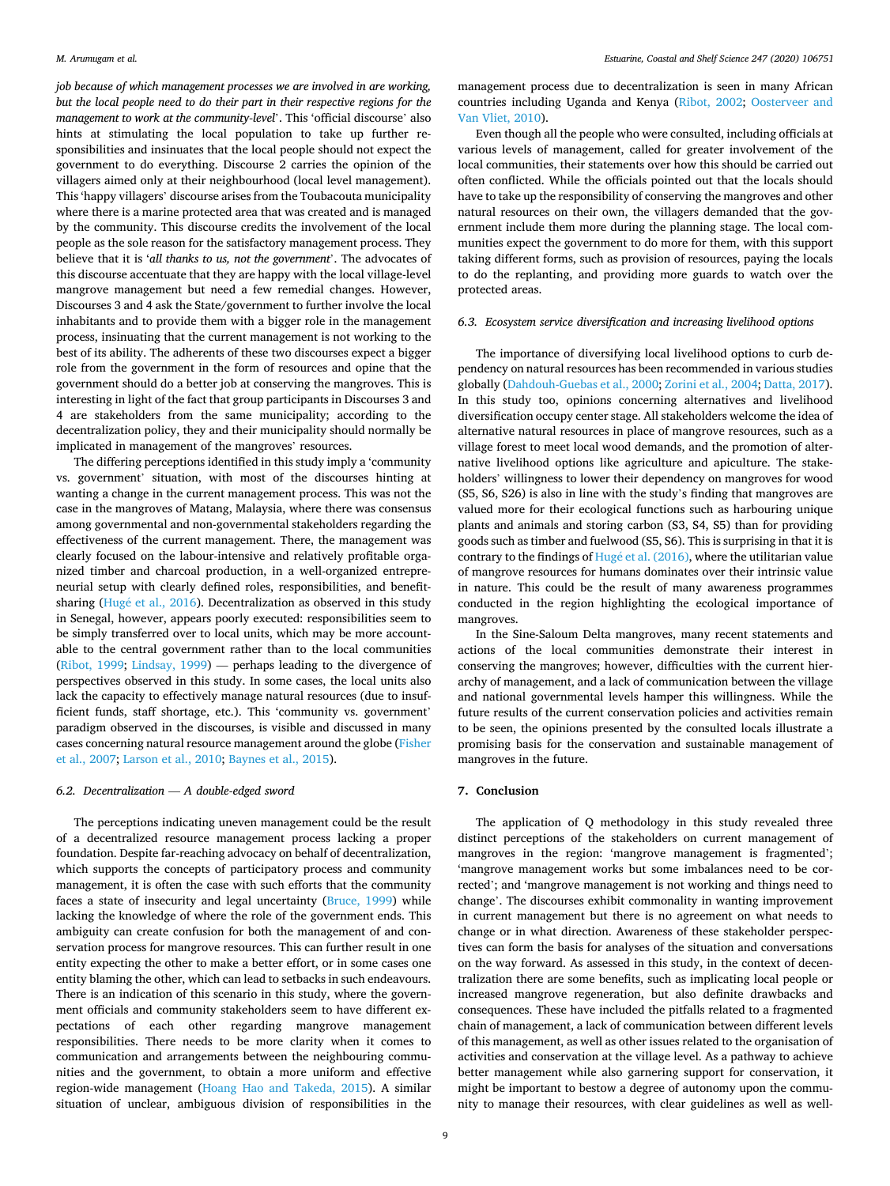*job because of which management processes we are involved in are working, but the local people need to do their part in their respective regions for the management to work at the community-level*'. This 'official discourse' also hints at stimulating the local population to take up further responsibilities and insinuates that the local people should not expect the government to do everything. Discourse 2 carries the opinion of the villagers aimed only at their neighbourhood (local level management). This 'happy villagers' discourse arises from the Toubacouta municipality where there is a marine protected area that was created and is managed by the community. This discourse credits the involvement of the local people as the sole reason for the satisfactory management process. They believe that it is '*all thanks to us, not the government*'. The advocates of this discourse accentuate that they are happy with the local village-level mangrove management but need a few remedial changes. However, Discourses 3 and 4 ask the State/government to further involve the local inhabitants and to provide them with a bigger role in the management process, insinuating that the current management is not working to the best of its ability. The adherents of these two discourses expect a bigger role from the government in the form of resources and opine that the government should do a better job at conserving the mangroves. This is interesting in light of the fact that group participants in Discourses 3 and 4 are stakeholders from the same municipality; according to the decentralization policy, they and their municipality should normally be implicated in management of the mangroves' resources.

The differing perceptions identified in this study imply a 'community vs. government' situation, with most of the discourses hinting at wanting a change in the current management process. This was not the case in the mangroves of Matang, Malaysia, where there was consensus among governmental and non-governmental stakeholders regarding the effectiveness of the current management. There, the management was clearly focused on the labour-intensive and relatively profitable organized timber and charcoal production, in a well-organized entrepreneurial setup with clearly defined roles, responsibilities, and benefit-sharing (Hugé et al., 2016). Decentralization as observed in this study in Senegal, however, appears poorly executed: responsibilities seem to be simply transferred over to local units, which may be more accountable to the central government rather than to the local communities (Ribot, 1999; Lindsay, 1999) — perhaps leading to the divergence of perspectives observed in this study. In some cases, the local units also lack the capacity to effectively manage natural resources (due to insufficient funds, staff shortage, etc.). This 'community vs. government' paradigm observed in the discourses, is visible and discussed in many cases concerning natural resource management around the globe (Fisher et al., 2007; Larson et al., 2010; Baynes et al., 2015).

### 6.2. Decentralization — A double-edged sword

The perceptions indicating uneven management could be the result of a decentralized resource management process lacking a proper foundation. Despite far-reaching advocacy on behalf of decentralization, which supports the concepts of participatory process and community management, it is often the case with such efforts that the community faces a state of insecurity and legal uncertainty (Bruce, 1999) while lacking the knowledge of where the role of the government ends. This ambiguity can create confusion for both the management of and conservation process for mangrove resources. This can further result in one entity expecting the other to make a better effort, or in some cases one entity blaming the other, which can lead to setbacks in such endeavours. There is an indication of this scenario in this study, where the government officials and community stakeholders seem to have different expectations of each other regarding mangrove management responsibilities. There needs to be more clarity when it comes to communication and arrangements between the neighbouring communities and the government, to obtain a more uniform and effective region-wide management (Hoang Hao and Takeda, 2015). A similar situation of unclear, ambiguous division of responsibilities in the management process due to decentralization is seen in many African countries including Uganda and Kenya (Ribot, 2002; Oosterveer and Van Vliet, 2010).

Even though all the people who were consulted, including officials at various levels of management, called for greater involvement of the local communities, their statements over how this should be carried out often conflicted. While the officials pointed out that the locals should have to take up the responsibility of conserving the mangroves and other natural resources on their own, the villagers demanded that the government include them more during the planning stage. The local communities expect the government to do more for them, with this support taking different forms, such as provision of resources, paying the locals to do the replanting, and providing more guards to watch over the protected areas.

### 6.3. Ecosystem service diversification and increasing livelihood options

The importance of diversifying local livelihood options to curb dependency on natural resources has been recommended in various studies globally (Dahdouh-Guebas et al., 2000; Zorini et al., 2004; Datta, 2017). In this study too, opinions concerning alternatives and livelihood diversification occupy center stage. All stakeholders welcome the idea of alternative natural resources in place of mangrove resources, such as a village forest to meet local wood demands, and the promotion of alternative livelihood options like agriculture and apiculture. The stakeholders' willingness to lower their dependency on mangroves for wood (S5, S6, S26) is also in line with the study's finding that mangroves are valued more for their ecological functions such as harbouring unique plants and animals and storing carbon (S3, S4, S5) than for providing goods such as timber and fuelwood (S5, S6). This is surprising in that it is contrary to the findings of Hugé et al. (2016), where the utilitarian value of mangrove resources for humans dominates over their intrinsic value in nature. This could be the result of many awareness programmes conducted in the region highlighting the ecological importance of mangroves.

In the Sine-Saloum Delta mangroves, many recent statements and actions of the local communities demonstrate their interest in conserving the mangroves; however, difficulties with the current hierarchy of management, and a lack of communication between the village and national governmental levels hamper this willingness. While the future results of the current conservation policies and activities remain to be seen, the opinions presented by the consulted locals illustrate a promising basis for the conservation and sustainable management of mangroves in the future.

## 7. Conclusion

The application of Q methodology in this study revealed three distinct perceptions of the stakeholders on current management of mangroves in the region: 'mangrove management is fragmented'; 'mangrove management works but some imbalances need to be corrected'; and 'mangrove management is not working and things need to change'. The discourses exhibit commonality in wanting improvement in current management but there is no agreement on what needs to change or in what direction. Awareness of these stakeholder perspectives can form the basis for analyses of the situation and conversations on the way forward. As assessed in this study, in the context of decentralization there are some benefits, such as implicating local people or increased mangrove regeneration, but also definite drawbacks and consequences. These have included the pitfalls related to a fragmented chain of management, a lack of communication between different levels of this management, as well as other issues related to the organisation of activities and conservation at the village level. As a pathway to achieve better management while also garnering support for conservation, it might be important to bestow a degree of autonomy upon the community to manage their resources, with clear guidelines as well as well-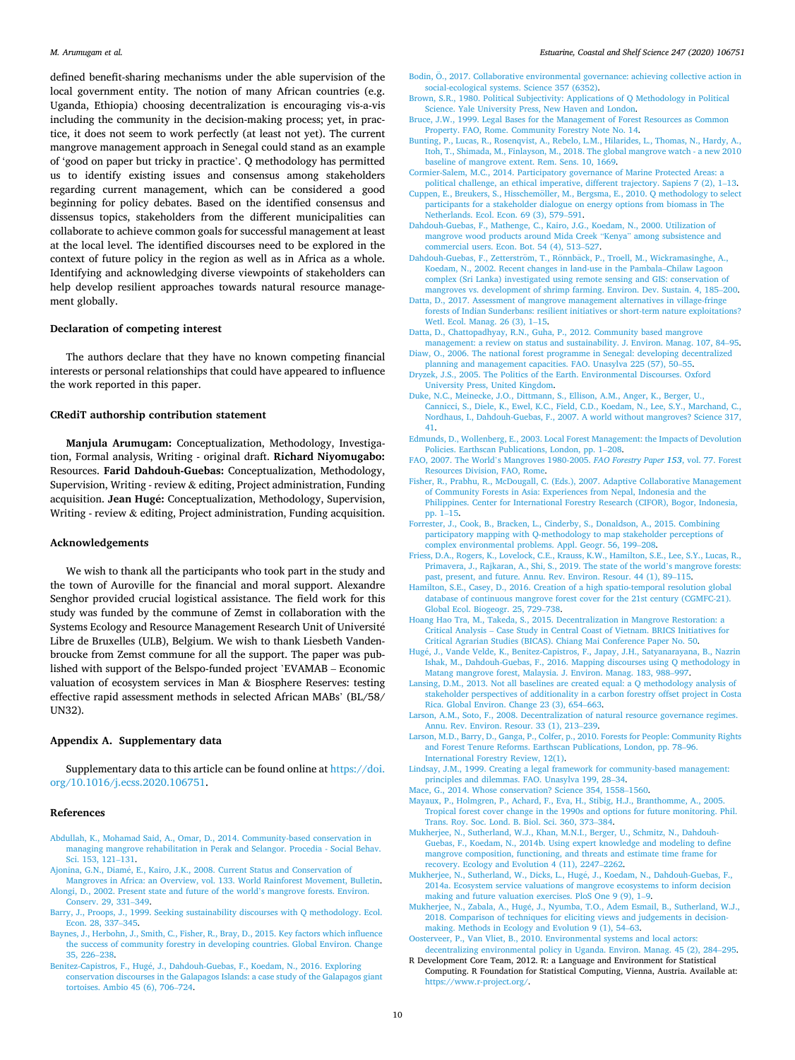defined benefit-sharing mechanisms under the able supervision of the local government entity. The notion of many African countries (e.g. Uganda, Ethiopia) choosing decentralization is encouraging vis-a-vis including the community in the decision-making process; yet, in practice, it does not seem to work perfectly (at least not yet). The current mangrove management approach in Senegal could stand as an example of 'good on paper but tricky in practice'. Q methodology has permitted us to identify existing issues and consensus among stakeholders regarding current management, which can be considered a good beginning for policy debates. Based on the identified consensus and dissensus topics, stakeholders from the different municipalities can collaborate to achieve common goals for successful management at least at the local level. The identified discourses need to be explored in the context of future policy in the region as well as in Africa as a whole. Identifying and acknowledging diverse viewpoints of stakeholders can help develop resilient approaches towards natural resource management globally.

## Declaration of competing interest

The authors declare that they have no known competing financial interests or personal relationships that could have appeared to influence the work reported in this paper.

## CRediT authorship contribution statement

**Manjula Arumugam:** Conceptualization, Methodology, Investigation, Formal analysis, Writing - original draft. **Richard Niyomugabo:** Resources. **Farid Dahdouh-Guebas:** Conceptualization, Methodology, Supervision, Writing - review & editing, Project administration, Funding acquisition. **Jean Hugé:** Conceptualization, Methodology, Supervision, Writing - review & editing, Project administration, Funding acquisition.

## Acknowledgements

We wish to thank all the participants who took part in the study and the town of Auroville for the financial and moral support. Alexandre Senghor provided crucial logistical assistance. The field work for this study was funded by the commune of Zemst in collaboration with the Systems Ecology and Resource Management Research Unit of Université Libre de Bruxelles (ULB), Belgium. We wish to thank Liesbeth Vandenbroucke from Zemst commune for all the support. The paper was published with support of the Belspo-funded project 'EVAMAB – Economic valuation of ecosystem services in Man & Biosphere Reserves: testing effective rapid assessment methods in selected African MABs' (BL/58/UN32).

## Appendix A. Supplementary data

Supplementary data to this article can be found online at https://doi.org/10.1016/j.ecss.2020.106751.

## References

Abdullah, K., Mohamad Said, A., Omar, D., 2014. Community-based conservation in managing mangrove rehabilitation in Perak and Selangor. Procedia - Social Behav. Sci. 153, 121–131.

Ajonina, G.N., Diamé, E., Kairo, J.K., 2008. Current Status and Conservation of Mangroves in Africa: an Overview, vol. 133. World Rainforest Movement, Bulletin.

Alongi, D., 2002. Present state and future of the world's mangrove forests. Environ. Conserv. 29, 331–349.

Barry, J., Proops, J., 1999. Seeking sustainability discourses with Q methodology. Ecol. Econ. 28, 337–345.

Baynes, J., Herbohn, J., Smith, C., Fisher, R., Bray, D., 2015. Key factors which influence the success of community forestry in developing countries. Global Environ. Change 35, 226–238.

Benitez-Capistros, F., Hugé, J., Dahdouh-Guebas, F., Koedam, N., 2016. Exploring conservation discourses in the Galapagos Islands: a case study of the Galapagos giant tortoises. Ambio 45 (6), 706–724.

Bodin, Ö., 2017. Collaborative environmental governance: achieving collective action in social-ecological systems. Science 357 (6352).

Brown, S.R., 1980. Political Subjectivity: Applications of Q Methodology in Political Science. Yale University Press, New Haven and London.

Bruce, J.W., 1999. Legal Bases for the Management of Forest Resources as Common Property. FAO, Rome. Community Forestry Note No. 14.

Bunting, P., Lucas, R., Rosenqvist, A., Rebelo, L.M., Hilarides, L., Thomas, N., Hardy, A., Itoh, T., Shimada, M., Finlayson, M., 2018. The global mangrove watch - a new 2010 baseline of mangrove extent. Rem. Sens. 10, 1669.

Cormier-Salem, M.C., 2014. Participatory governance of Marine Protected Areas: a political challenge, an ethical imperative, different trajectory. Sapiens 7 (2), 1–13.

Cuppen, E., Breukers, S., Hisschemöller, M., Bergsma, E., 2010. Q methodology to select participants for a stakeholder dialogue on energy options from biomass in The Netherlands. Ecol. Econ. 69 (3), 579–591.

Dahdouh-Guebas, F., Mathenge, C., Kairo, J.G., Koedam, N., 2000. Utilization of mangrove wood products around Mida Creek "Kenya" among subsistence and commercial users. Econ. Bot. 54 (4), 513–527.

Dahdouh-Guebas, F., Zetterström, T., Rönnbäck, P., Troell, M., Wickramasinghe, A., Koedam, N., 2002. Recent changes in land-use in the Pambala–Chilaw Lagoon complex (Sri Lanka) investigated using remote sensing and GIS: conservation of mangroves vs. development of shrimp farming. Environ. Dev. Sustain. 4, 185–200.

Datta, D., 2017. Assessment of mangrove management alternatives in village-fringe forests of Indian Sunderbans: resilient initiatives or short-term nature exploitations? Wetl. Ecol. Manag. 26 (3), 1–15.

Datta, D., Chattopadhyay, R.N., Guha, P., 2012. Community based mangrove management: a review on status and sustainability. J. Environ. Manag. 107, 84–95.

Diaw, O., 2006. The national forest programme in Senegal: developing decentralized planning and management capacities. FAO. Unasylva 225 (57), 50–55.

Dryzek, J.S., 2005. The Politics of the Earth. Environmental Discourses. Oxford University Press, United Kingdom.

Duke, N.C., Meinecke, J.O., Dittmann, S., Ellison, A.M., Anger, K., Berger, U., Cannicci, S., Diele, K., Ewel, K.C., Field, C.D., Koedam, N., Lee, S.Y., Marchand, C., Nordhaus, I., Dahdouh-Guebas, F., 2007. A world without mangroves? Science 317, 41.

Edmunds, D., Wollenberg, E., 2003. Local Forest Management: the Impacts of Devolution Policies. Earthscan Publications, London, pp. 1–208.

FAO, 2007. The World's Mangroves 1980-2005. *FAO Forestry Paper **153***, vol. 77. Forest Resources Division, FAO, Rome.

Fisher, R., Prabhu, R., McDougall, C. (Eds.), 2007. Adaptive Collaborative Management of Community Forests in Asia: Experiences from Nepal, Indonesia and the Philippines. Center for International Forestry Research (CIFOR), Bogor, Indonesia, pp. 1–15.

Forrester, J., Cook, B., Bracken, L., Cinderby, S., Donaldson, A., 2015. Combining participatory mapping with Q-methodology to map stakeholder perceptions of complex environmental problems. Appl. Geogr. 56, 199–208.

Friess, D.A., Rogers, K., Lovelock, C.E., Krauss, K.W., Hamilton, S.E., Lee, S.Y., Lucas, R., Primavera, J., Rajkaran, A., Shi, S., 2019. The state of the world's mangrove forests: past, present, and future. Annu. Rev. Environ. Resour. 44 (1), 89–115.

Hamilton, S.E., Casey, D., 2016. Creation of a high spatio-temporal resolution global database of continuous mangrove forest cover for the 21st century (CGMFC-21). Global Ecol. Biogeogr. 25, 729–738.

Hoang Hao Tra, M., Takeda, S., 2015. Decentralization in Mangrove Restoration: a Critical Analysis – Case Study in Central Coast of Vietnam. BRICS Initiatives for Critical Agrarian Studies (BICAS). Chiang Mai Conference Paper No. 50.

Hugé, J., Vande Velde, K., Benitez-Capistros, F., Japay, J.H., Satyanarayana, B., Nazrin Ishak, M., Dahdouh-Guebas, F., 2016. Mapping discourses using Q methodology in Matang mangrove forest, Malaysia. J. Environ. Manag. 183, 988–997.

Lansing, D.M., 2013. Not all baselines are created equal: a Q methodology analysis of stakeholder perspectives of additionality in a carbon forestry offset project in Costa Rica. Global Environ. Change 23 (3), 654–663.

Larson, A.M., Soto, F., 2008. Decentralization of natural resource governance regimes. Annu. Rev. Environ. Resour. 33 (1), 213–239.

Larson, M.D., Barry, D., Ganga, P., Colfer, p., 2010. Forests for People: Community Rights and Forest Tenure Reforms. Earthscan Publications, London, pp. 78–96. International Forestry Review, 12(1).

Lindsay, J.M., 1999. Creating a legal framework for community-based management: principles and dilemmas. FAO. Unasylva 199, 28–34.

Mace, G., 2014. Whose conservation? Science 354, 1558–1560.

Mayaux, P., Holmgren, P., Achard, F., Eva, H., Stibig, H.J., Branthomme, A., 2005. Tropical forest cover change in the 1990s and options for future monitoring. Phil. Trans. Roy. Soc. Lond. B. Biol. Sci. 360, 373–384.

Mukherjee, N., Sutherland, W.J., Khan, M.N.I., Berger, U., Schmitz, N., Dahdouh-Guebas, F., Koedam, N., 2014b. Using expert knowledge and modeling to define mangrove composition, functioning, and threats and estimate time frame for recovery. Ecology and Evolution 4 (11), 2247–2262.

Mukherjee, N., Sutherland, W., Dicks, L., Hugé, J., Koedam, N., Dahdouh-Guebas, F., 2014a. Ecosystem service valuations of mangrove ecosystems to inform decision making and future valuation exercises. PloS One 9 (9), 1–9.

Mukherjee, N., Zabala, A., Hugé, J., Nyumba, T.O., Adem Esmail, B., Sutherland, W.J., 2018. Comparison of techniques for eliciting views and judgements in decision-making. Methods in Ecology and Evolution 9 (1), 54–63.

Oosterveer, P., Van Vliet, B., 2010. Environmental systems and local actors: decentralizing environmental policy in Uganda. Environ. Manag. 45 (2), 284–295.

R Development Core Team, 2012. R: a Language and Environment for Statistical Computing. R Foundation for Statistical Computing, Vienna, Austria. Available at: https://www.r-project.org/.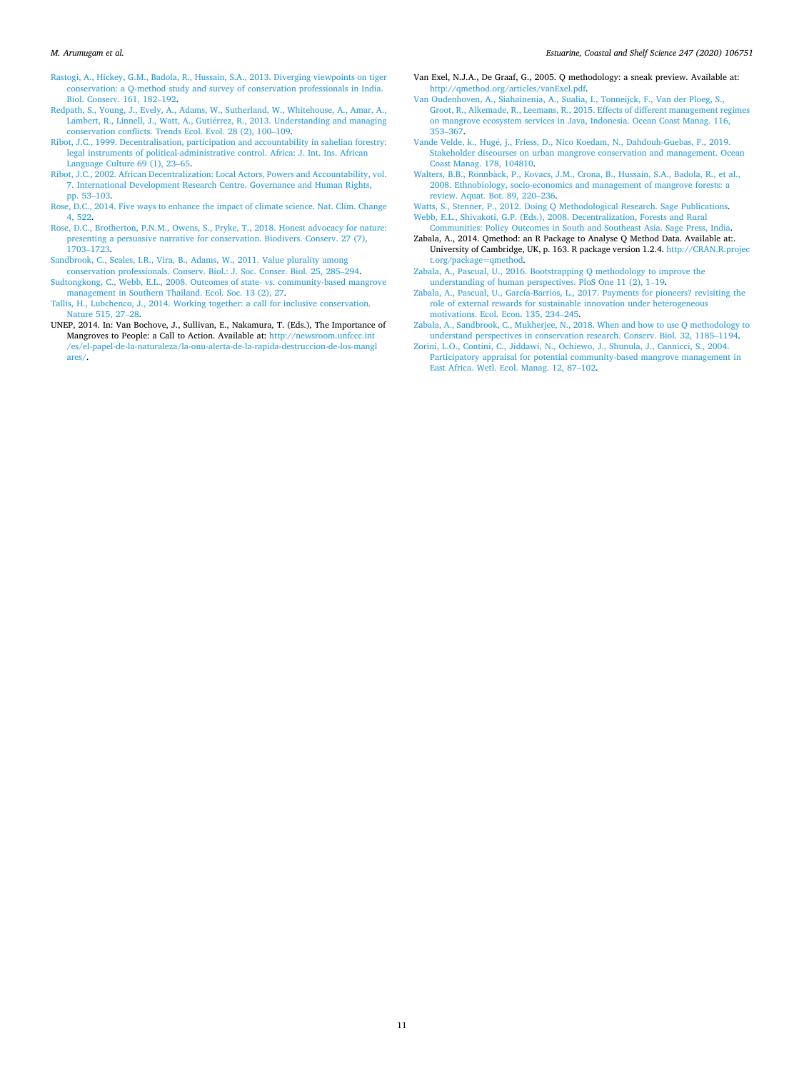Rastogi, A., Hickey, G.M., Badola, R., Hussain, S.A., 2013. Diverging viewpoints on tiger conservation: a Q-method study and survey of conservation professionals in India. Biol. Conserv. 161, 182–192.

Redpath, S., Young, J., Evely, A., Adams, W., Sutherland, W., Whitehouse, A., Amar, A., Lambert, R., Linnell, J., Watt, A., Gutiérrez, R., 2013. Understanding and managing conservation conflicts. Trends Ecol. Evol. 28 (2), 100–109.

Ribot, J.C., 1999. Decentralisation, participation and accountability in sahelian forestry: legal instruments of political-administrative control. Africa: J. Int. Ins. African Language Culture 69 (1), 23–65.

Ribot, J.C., 2002. African Decentralization: Local Actors, Powers and Accountability, vol. 7. International Development Research Centre. Governance and Human Rights, pp. 53–103.

Rose, D.C., 2014. Five ways to enhance the impact of climate science. Nat. Clim. Change 4, 522.

Rose, D.C., Brotherton, P.N.M., Owens, S., Pryke, T., 2018. Honest advocacy for nature: presenting a persuasive narrative for conservation. Biodivers. Conserv. 27 (7), 1703–1723.

Sandbrook, C., Scales, I.R., Vira, B., Adams, W., 2011. Value plurality among conservation professionals. Conserv. Biol.: J. Soc. Conser. Biol. 25, 285–294.

Sudtongkong, C., Webb, E.L., 2008. Outcomes of state- vs. community-based mangrove management in Southern Thailand. Ecol. Soc. 13 (2), 27.

Tallis, H., Lubchenco, J., 2014. Working together: a call for inclusive conservation. Nature 515, 27–28.

UNEP, 2014. In: Van Bochove, J., Sullivan, E., Nakamura, T. (Eds.), The Importance of Mangroves to People: a Call to Action. Available at: http://newsroom.unfccc.int/es/el-papel-de-la-naturaleza/la-onu-alerta-de-la-rapida-destruccion-de-los-manglares/.

Van Exel, N.J.A., De Graaf, G., 2005. Q methodology: a sneak preview. Available at: http://qmethod.org/articles/vanExel.pdf.

Van Oudenhoven, A., Siahainenia, A., Sualia, I., Tonneijck, F., Van der Ploeg, S., Groot, R., Alkemade, R., Leemans, R., 2015. Effects of different management regimes on mangrove ecosystem services in Java, Indonesia. Ocean Coast Manag. 116, 353–367.

Vande Velde, k., Hugé, j., Friess, D., Nico Koedam, N., Dahdouh-Guebas, F., 2019. Stakeholder discourses on urban mangrove conservation and management. Ocean Coast Manag. 178, 104810.

Walters, B.B., Rönnbäck, P., Kovacs, J.M., Crona, B., Hussain, S.A., Badola, R., et al., 2008. Ethnobiology, socio-economics and management of mangrove forests: a review. Aquat. Bot. 89, 220–236.

Watts, S., Stenner, P., 2012. Doing Q Methodological Research. Sage Publications.

Webb, E.L., Shivakoti, G.P. (Eds.), 2008. Decentralization, Forests and Rural Communities: Policy Outcomes in South and Southeast Asia. Sage Press, India.

Zabala, A., 2014. Qmethod: an R Package to Analyse Q Method Data. Available at:. University of Cambridge, UK, p. 163. R package version 1.2.4. http://CRAN.R.project.org/package=qmethod.

Zabala, A., Pascual, U., 2016. Bootstrapping Q methodology to improve the understanding of human perspectives. PloS One 11 (2), 1–19.

Zabala, A., Pascual, U., García-Barrios, L., 2017. Payments for pioneers? revisiting the role of external rewards for sustainable innovation under heterogeneous motivations. Ecol. Econ. 135, 234–245.

Zabala, A., Sandbrook, C., Mukherjee, N., 2018. When and how to use Q methodology to understand perspectives in conservation research. Conserv. Biol. 32, 1185–1194.

Zorini, L.O., Contini, C., Jiddawi, N., Ochiewo, J., Shunula, J., Cannicci, S., 2004. Participatory appraisal for potential community-based mangrove management in East Africa. Wetl. Ecol. Manag. 12, 87–102.